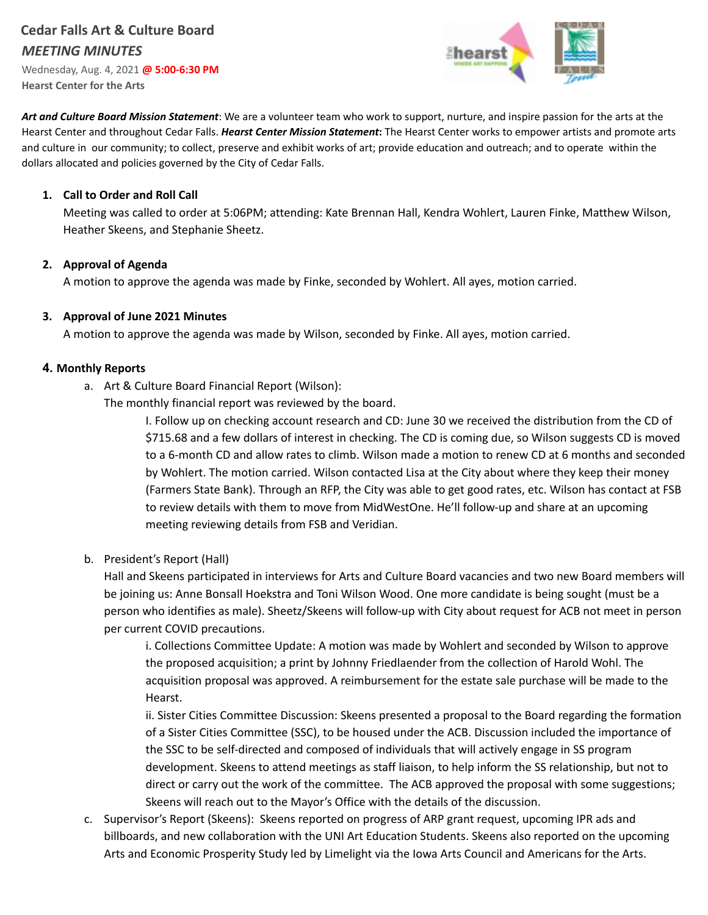**Cedar Falls Art & Culture Board**

***MEETING MINUTES***

Wednesday, Aug. 4, 2021 **@ 5:00-6:30 PM**

**Hearst Center for the Arts**

***Art and Culture Board Mission Statement***: We are a volunteer team who work to support, nurture, and inspire passion for the arts at the Hearst Center and throughout Cedar Falls. ***Hearst Center Mission Statement*****:** The Hearst Center works to empower artists and promote arts and culture in our community; to collect, preserve and exhibit works of art; provide education and outreach; and to operate within the dollars allocated and policies governed by the City of Cedar Falls.

1. **Call to Order and Roll Call**
   Meeting was called to order at 5:06PM; attending: Kate Brennan Hall, Kendra Wohlert, Lauren Finke, Matthew Wilson, Heather Skeens, and Stephanie Sheetz.

2. **Approval of Agenda**
   A motion to approve the agenda was made by Finke, seconded by Wohlert. All ayes, motion carried.

3. **Approval of June 2021 Minutes**
   A motion to approve the agenda was made by Wilson, seconded by Finke. All ayes, motion carried.

4. **Monthly Reports**
   a. Art & Culture Board Financial Report (Wilson):
      The monthly financial report was reviewed by the board.
      I. Follow up on checking account research and CD: June 30 we received the distribution from the CD of $715.68 and a few dollars of interest in checking. The CD is coming due, so Wilson suggests CD is moved to a 6-month CD and allow rates to climb. Wilson made a motion to renew CD at 6 months and seconded by Wohlert. The motion carried. Wilson contacted Lisa at the City about where they keep their money (Farmers State Bank). Through an RFP, the City was able to get good rates, etc. Wilson has contact at FSB to review details with them to move from MidWestOne. He'll follow-up and share at an upcoming meeting reviewing details from FSB and Veridian.

   b. President's Report (Hall)
      Hall and Skeens participated in interviews for Arts and Culture Board vacancies and two new Board members will be joining us: Anne Bonsall Hoekstra and Toni Wilson Wood. One more candidate is being sought (must be a person who identifies as male). Sheetz/Skeens will follow-up with City about request for ACB not meet in person per current COVID precautions.
      i. Collections Committee Update: A motion was made by Wohlert and seconded by Wilson to approve the proposed acquisition; a print by Johnny Friedlaender from the collection of Harold Wohl. The acquisition proposal was approved. A reimbursement for the estate sale purchase will be made to the Hearst.
      ii. Sister Cities Committee Discussion: Skeens presented a proposal to the Board regarding the formation of a Sister Cities Committee (SSC), to be housed under the ACB. Discussion included the importance of the SSC to be self-directed and composed of individuals that will actively engage in SS program development. Skeens to attend meetings as staff liaison, to help inform the SS relationship, but not to direct or carry out the work of the committee. The ACB approved the proposal with some suggestions; Skeens will reach out to the Mayor's Office with the details of the discussion.

   c. Supervisor's Report (Skeens): Skeens reported on progress of ARP grant request, upcoming IPR ads and billboards, and new collaboration with the UNI Art Education Students. Skeens also reported on the upcoming Arts and Economic Prosperity Study led by Limelight via the Iowa Arts Council and Americans for the Arts.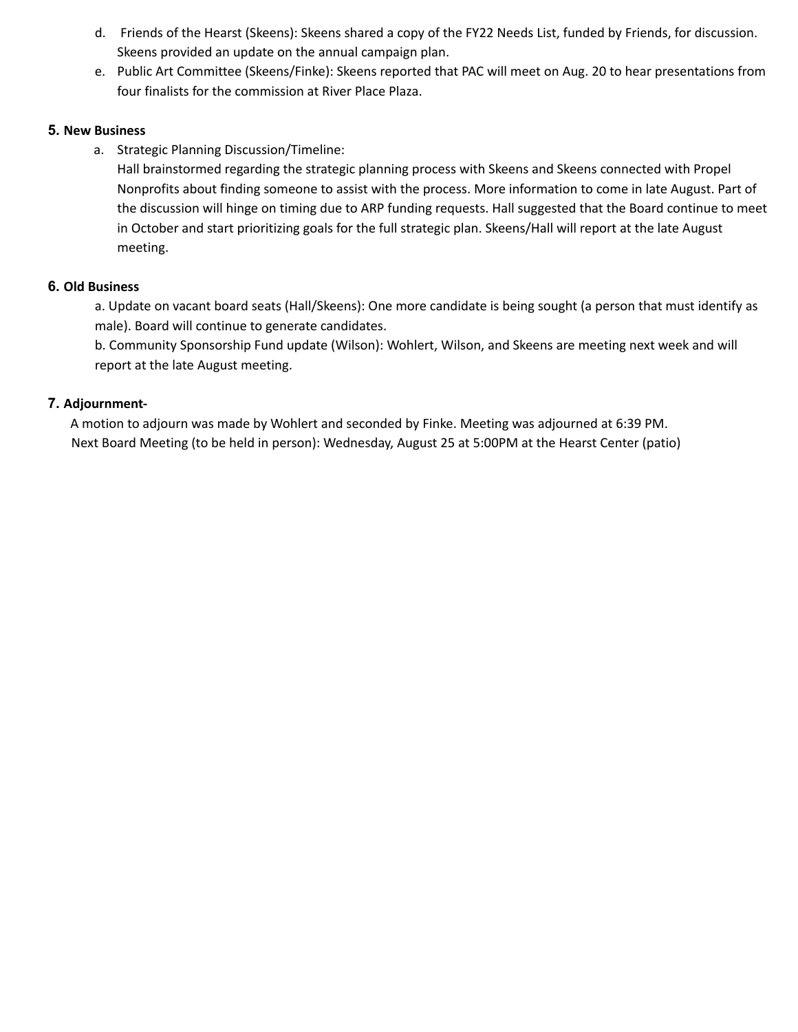d. Friends of the Hearst (Skeens): Skeens shared a copy of the FY22 Needs List, funded by Friends, for discussion. Skeens provided an update on the annual campaign plan.

e. Public Art Committee (Skeens/Finke): Skeens reported that PAC will meet on Aug. 20 to hear presentations from four finalists for the commission at River Place Plaza.

**5. New Business**

a. Strategic Planning Discussion/Timeline:
Hall brainstormed regarding the strategic planning process with Skeens and Skeens connected with Propel Nonprofits about finding someone to assist with the process. More information to come in late August. Part of the discussion will hinge on timing due to ARP funding requests. Hall suggested that the Board continue to meet in October and start prioritizing goals for the full strategic plan. Skeens/Hall will report at the late August meeting.

**6. Old Business**

a. Update on vacant board seats (Hall/Skeens): One more candidate is being sought (a person that must identify as male). Board will continue to generate candidates.

b. Community Sponsorship Fund update (Wilson): Wohlert, Wilson, and Skeens are meeting next week and will report at the late August meeting.

**7. Adjournment-**

A motion to adjourn was made by Wohlert and seconded by Finke. Meeting was adjourned at 6:39 PM.

Next Board Meeting (to be held in person): Wednesday, August 25 at 5:00PM at the Hearst Center (patio)